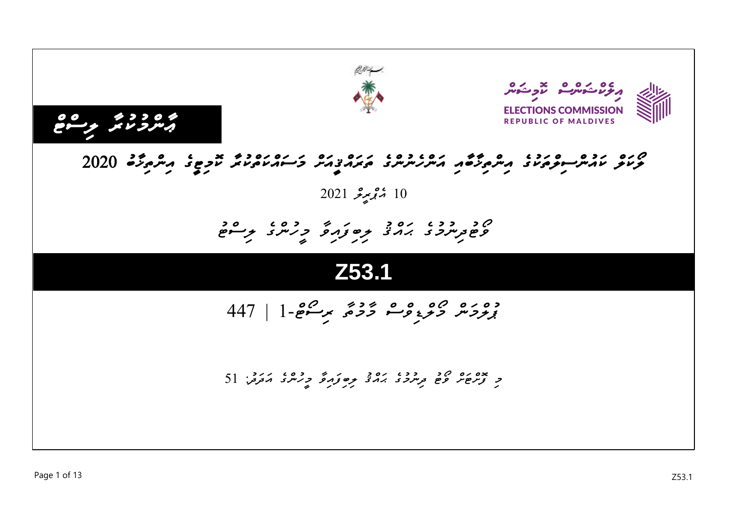ELECTIONS COMMISSION
REPUBLIC OF MALDIVES

އިލެކްޝަންސް ކޮމިޝަން

އަންދުވުރުގެ ލިސްޓު

# ލޯކަލް ކައުންސިލްތަކުގެ އިންތިޚާބާއި އަންހެނުންގެ ތަރައްޤީއަށް މަސައްކަތްކުރާ ކޮމިޓީގެ އިންތިޚާބު 2020

10 އޭޕްރިލް 2021

## ވޯޓުދިނުމުގެ ޙައްޤު ލިބިފައިވާ މީހުންގެ ލިސްޓު

# Z53.1

ފުލުމަން މޯލްޑިވްސް މާލޭ ރަށް-1 | 447

މި ފޮތުގައި ވޯޓު ދިނުމުގެ ޙައްޤު ލިބިފައިވާ މީހުންގެ އަދަދު: 51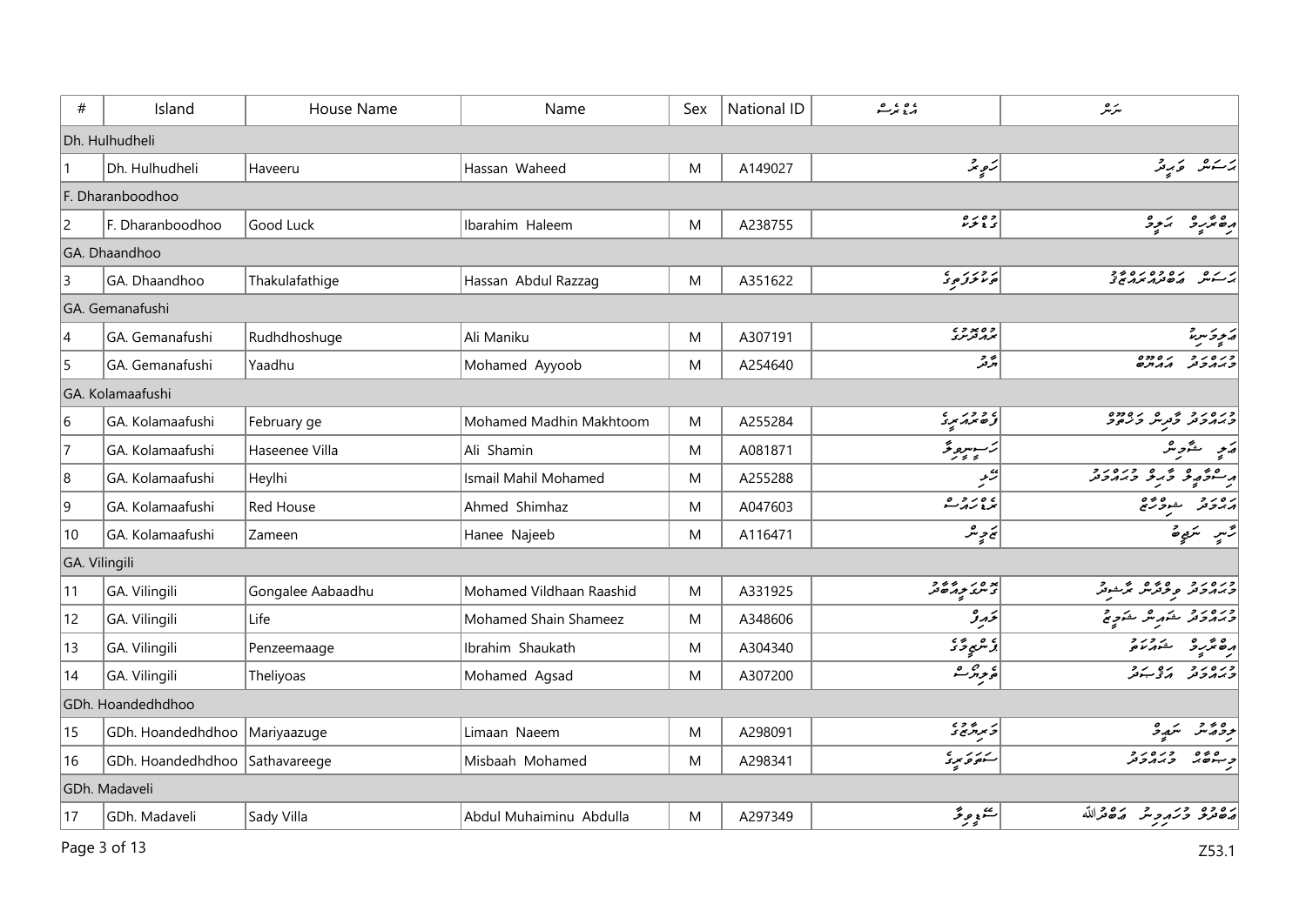| # | Island | House Name | Name | Sex | National ID | ގެއުގެ ނަން | ނަން |
|---|---|---|---|---|---|---|---|
| Dh. Hulhudheli | | | | | | | |
| 1 | Dh. Hulhudheli | Haveeru | Hassan Waheed | M | A149027 | ހަވީރު | ހަސަން ވަހީދު |
| F. Dharanboodhoo | | | | | | | |
| 2 | F. Dharanboodhoo | Good Luck | Ibarahim Haleem | M | A238755 | ގުޑްލަކް | އިބްރާހީމް ހަލީމް |
| GA. Dhaandhoo | | | | | | | |
| 3 | GA. Dhaandhoo | Thakulafathige | Hassan Abdul Razzag | M | A351622 | ތަކުލަފަތިގެ | ހަސަން ޢަބްދުއްރައްޒާޤު |
| GA. Gemanafushi | | | | | | | |
| 4 | GA. Gemanafushi | Rudhdhoshuge | Ali Maniku | M | A307191 | ރުއްދޮށުގެ | ޢަލީމަނިކު |
| 5 | GA. Gemanafushi | Yaadhu | Mohamed Ayyoob | M | A254640 | ޔާދު | މުޙައްމަދު އައްޔޫބް |
| GA. Kolamaafushi | | | | | | | |
| 6 | GA. Kolamaafushi | February ge | Mohamed Madhin Makhtoom | M | A255284 | ފެބުރުއަރީގެ | މުޙައްމަދު މާދިން މަޚްތޫމް |
| 7 | GA. Kolamaafushi | Haseenee Villa | Ali Shamin | M | A081871 | ހަސީނީވިލާ | ޢަލީ ޝާމިން |
| 8 | GA. Kolamaafushi | Heylhi | Ismail Mahil Mohamed | M | A255288 | ހޭޅި | އިސްމާޢީލް މާހިލް މުޙައްމަދު |
| 9 | GA. Kolamaafushi | Red House | Ahmed Shimhaz | M | A047603 | ރެޑްހައުސް | އަޙްމަދު ޝިމްހާޒް |
| 10 | GA. Kolamaafushi | Zameen | Hanee Najeeb | M | A116471 | ޒަމީން | ހާނީ ނަޖީބް |
| GA. Vilingili | | | | | | | |
| 11 | GA. Vilingili | Gongalee Aabaadhu | Mohamed Vildhaan Raashid | M | A331925 | ގޮންގަލީއާބާދު | މުޙައްމަދު ވިލްދާން ރާޝިދު |
| 12 | GA. Vilingili | Life | Mohamed Shain Shameez | M | A348606 | ލައިފް | މުޙައްމަދު ޝައިން ޝަމީޒް |
| 13 | GA. Vilingili | Penzeemaage | Ibrahim Shaukath | M | A304340 | ޕެންޒީމާގެ | އިބްރާހީމް ޝައުކަތު |
| 14 | GA. Vilingili | Theliyoas | Mohamed Agsad | M | A307200 | ތެލިޔޯސް | މުޙައްމަދު އަގްސަދު |
| GDh. Hoandedhdhoo | | | | | | | |
| 15 | GDh. Hoandedhdhoo | Mariyaazuge | Limaan Naeem | M | A298091 | މަރިޔާޒުގެ | ލިމާން ނަޢީމް |
| 16 | GDh. Hoandedhdhoo | Sathavareege | Misbaah Mohamed | M | A298341 | ސަތަވަރީގެ | މިޞްބާޙް މުޙައްމަދު |
| GDh. Madaveli | | | | | | | |
| 17 | GDh. Madaveli | Sady Villa | Abdul Muhaiminu Abdulla | M | A297349 | ސެޑީވިލާ | ޢަބްދުލް މުހައިމިނު ޢަބްދުﷲ |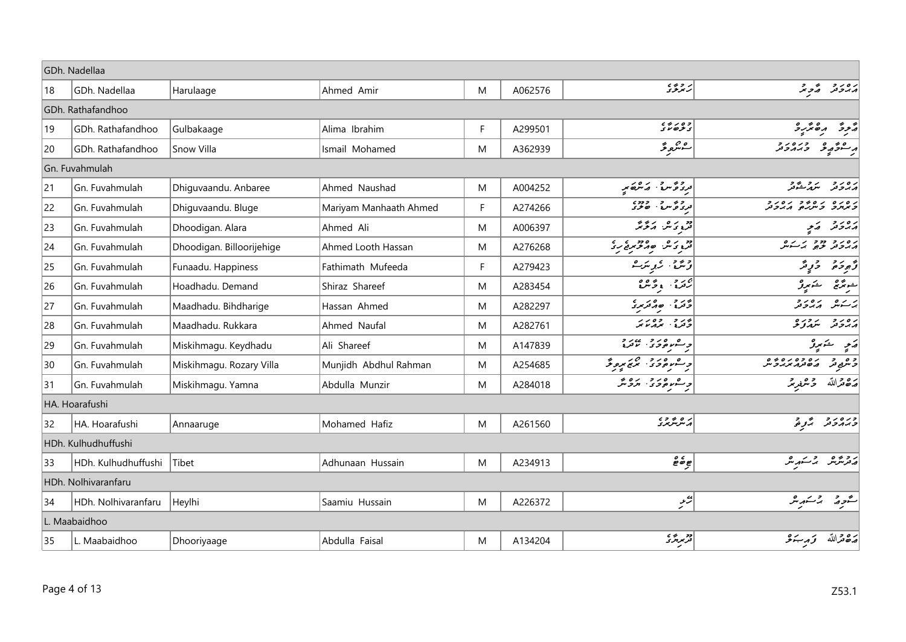| | | | | | | | |
|---|---|---|---|---|---|---|---|
| GDh. Nadellaa | | | | | | | |
| 18 | GDh. Nadellaa | Harulaage | Ahmed Amir | M | A062576 | ހަރުލާގެ | އަޙްމަދު އާމިރު |
| GDh. Rathafandhoo | | | | | | | |
| 19 | GDh. Rathafandhoo | Gulbakaage | Alima Ibrahim | F | A299501 | ގުލްބަކާގެ | އާލިމާ އިބްރާހީމް |
| 20 | GDh. Rathafandhoo | Snow Villa | Ismail Mohamed | M | A362939 | ސްނޯވިލާ | އިސްމާއީލް މުޙައްމަދު |
| Gn. Fuvahmulah | | | | | | | |
| 21 | Gn. Fuvahmulah | Dhiguvaandu. Anbaree | Ahmed Naushad | M | A004252 | ދިގުވާނދު. އަންބަރީ | އަޙްމަދު ނައުޝާދު |
| 22 | Gn. Fuvahmulah | Dhiguvaandu. Bluge | Mariyam Manhaath Ahmed | F | A274266 | ދިގުވާނދު. ބުލޫގެ | މަރިޔަމް މަންހާތު އަޙްމަދު |
| 23 | Gn. Fuvahmulah | Dhoodigan. Alara | Ahmed Ali | M | A006397 | ދޫދިގަން. އަލަރާ | އަޙްމަދު އަލި |
| 24 | Gn. Fuvahmulah | Dhoodigan. Billoorijehige | Ahmed Looth Hassan | M | A276268 | ދޫދިގަން. ބިއްލޫރިޖެހިގެ | އަޙްމަދު ލޫތު ހަސަން |
| 25 | Gn. Fuvahmulah | Funaadu. Happiness | Fathimath Mufeeda | F | A279423 | ފުނާދު. ހެޕިނަސް | ފާތިމަތު މުފީދާ |
| 26 | Gn. Fuvahmulah | Hoadhadu. Demand | Shiraz Shareef | M | A283454 | ހޯދަދު. ޑިމާންޑް | ޝިރާޒް ޝަރީފު |
| 27 | Gn. Fuvahmulah | Maadhadu. Bihdharige | Hassan Ahmed | M | A282297 | މާދަދު. ބިއްދަރިގެ | ހަސަން އަޙްމަދު |
| 28 | Gn. Fuvahmulah | Maadhadu. Rukkara | Ahmed Naufal | M | A282761 | މާދަދު. ރުއްކަރަ | އަޙްމަދު ނައުފަލް |
| 29 | Gn. Fuvahmulah | Miskihmagu. Keydhadu | Ali Shareef | M | A147839 | މިސްކިއްމަގު. ކޭދަދު | އަލި ޝަރީފު |
| 30 | Gn. Fuvahmulah | Miskihmagu. Rozary Villa | Munjidh Abdhul Rahman | M | A254685 | މިސްކިއްމަގު. ރޯޒަރީވިލާ | މުންޖިދު އަބްދުއްރަޙްމާން |
| 31 | Gn. Fuvahmulah | Miskihmagu. Yamna | Abdulla Munzir | M | A284018 | މިސްކިއްމަގު. ޔަމްނާ | އަބްދުﷲ މުންޒިރު |
| HA. Hoarafushi | | | | | | | |
| 32 | HA. Hoarafushi | Annaaruge | Mohamed Hafiz | M | A261560 | އަންނާރުގެ | މުޙައްމަދު ހާފިޒު |
| HDh. Kulhudhuffushi | | | | | | | |
| 33 | HDh. Kulhudhuffushi | Tibet | Adhunaan Hussain | M | A234913 | ޓިބެޓް | އަދުނާން ހުސައިން |
| HDh. Nolhivaranfaru | | | | | | | |
| 34 | HDh. Nolhivaranfaru | Heylhi | Saamiu Hussain | M | A226372 | ހޭޅި | ސާމިއު ހުސައިން |
| L. Maabaidhoo | | | | | | | |
| 35 | L. Maabaidhoo | Dhooriyaage | Abdulla Faisal | M | A134204 | ދޫރިޔާގެ | އަބްދުﷲ ފައިސަލް |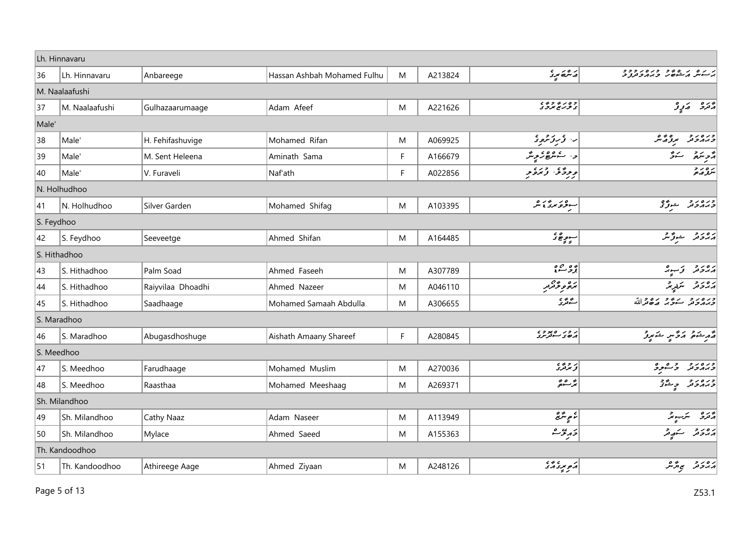| | | | | | | | |
|---|---|---|---|---|---|---|---|
| Lh. Hinnavaru | | | | | | | |
| 36 | Lh. Hinnavaru | Anbareege | Hassan Ashbah Mohamed Fulhu | M | A213824 | އަންބަރީގެ | ހަސަން އަޝްބާހު މުހައްމަދުފުޅު |
| M. Naalaafushi | | | | | | | |
| 37 | M. Naalaafushi | Gulhazaarumaage | Adam Afeef | M | A221626 | ގުޅަޒާރުމާގެ | އާދަމް އަފީފް |
| Male' | | | | | | | |
| 38 | Male' | H. Fehifashuvige | Mohamed Rifan | M | A069925 | ހ. ފެހިފަށުވިގެ | މުހައްމަދު ރިފްއާން |
| 39 | Male' | M. Sent Heleena | Aminath Sama | F | A166679 | މ. ސެންޓްހެލީނާ | އާމިނަތު ސަމާ |
| 40 | Male' | V. Furaveli | Naf'ath | F | A022856 | ވިލިމާލެ. ފުރަވެލި | ނަފްއަތު |
| N. Holhudhoo | | | | | | | |
| 41 | N. Holhudhoo | Silver Garden | Mohamed Shifag | M | A103395 | ސިލްވަރގާޑްން | މުހައްމަދު ޝިފާގު |
| S. Feydhoo | | | | | | | |
| 42 | S. Feydhoo | Seeveetge | Ahmed Shifan | M | A164485 | ސީވީޓްގެ | އަހްމަދު ޝިފާން |
| S. Hithadhoo | | | | | | | |
| 43 | S. Hithadhoo | Palm Soad | Ahmed Faseeh | M | A307789 | ޕާމްސޯޑް | އަހްމަދު ފަސީހު |
| 44 | S. Hithadhoo | Raiyvilaa Dhoadhi | Ahmed Nazeer | M | A046110 | ރައްވިލާދޯދި | އަހްމަދު ނަޒީރު |
| 45 | S. Hithadhoo | Saadhaage | Mohamed Samaah Abdulla | M | A306655 | ސާދާގެ | މުހައްމަދު ސަމާހު އަބްދުﷲ |
| S. Maradhoo | | | | | | | |
| 46 | S. Maradhoo | Abugasdhoshuge | Aishath Amaany Shareef | F | A280845 | އަބުގަސްދޮށުގެ | އާއިޝަތު އަމާނީ ޝަރީފު |
| S. Meedhoo | | | | | | | |
| 47 | S. Meedhoo | Farudhaage | Mohamed Muslim | M | A270036 | ފަރުދާގެ | މުހައްމަދު މުސްލިމް |
| 48 | S. Meedhoo | Raasthaa | Mohamed Meeshaag | M | A269371 | ރާސްތާ | މުހައްމަދު މީޝާގު |
| Sh. Milandhoo | | | | | | | |
| 49 | Sh. Milandhoo | Cathy Naaz | Adam Naseer | M | A113949 | ކެތީނާޒް | އާދަމް ނަސީރު |
| 50 | Sh. Milandhoo | Mylace | Ahmed Saeed | M | A155363 | މައިލޭސް | އަހްމަދު ސަޢީދު |
| Th. Kandoodhoo | | | | | | | |
| 51 | Th. Kandoodhoo | Athireege Aage | Ahmed Ziyaan | M | A248126 | އަތިރީގެއާގެ | އަހްމަދު ޒިޔާން |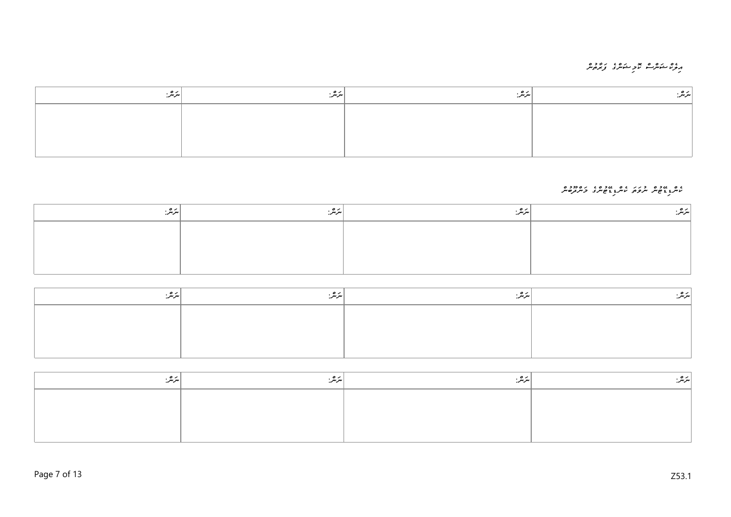# އިލެކްޝަންސް ކޮމިޝަންގެ ފަރާތުން

| ނަން: | ނަން: | ނަން: | ނަން: |
|---|---|---|---|
| | | | |

## ކެންޑިޑޭޓުން ނެގުމަށް ކެންޑިޑޭޓުންގެ މަންދޫބުން

| ނަން: | ނަން: | ނަން: | ނަން: |
|---|---|---|---|
| | | | |

| ނަން: | ނަން: | ނަން: | ނަން: |
|---|---|---|---|
| | | | |

| ނަން: | ނަން: | ނަން: | ނަން: |
|---|---|---|---|
| | | | |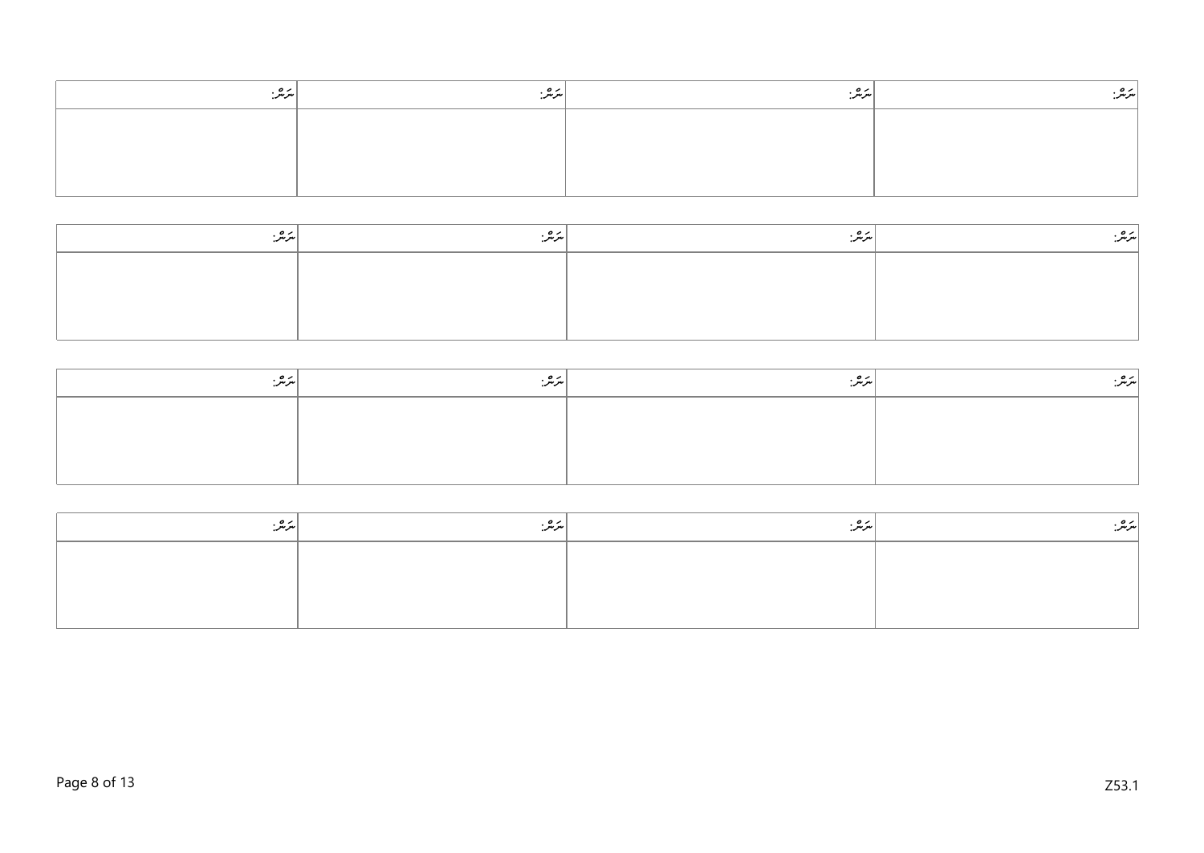| ނަންބަރ: | ނަންބަރ: | ނަންބަރ: | ނަންބަރ: |
|---|---|---|---|
| | | | |

| ނަންބަރ: | ނަންބަރ: | ނަންބަރ: | ނަންބަރ: |
|---|---|---|---|
| | | | |

| ނަންބަރ: | ނަންބަރ: | ނަންބަރ: | ނަންބަރ: |
|---|---|---|---|
| | | | |

| ނަންބަރ: | ނަންބަރ: | ނަންބަރ: | ނަންބަރ: |
|---|---|---|---|
| | | | |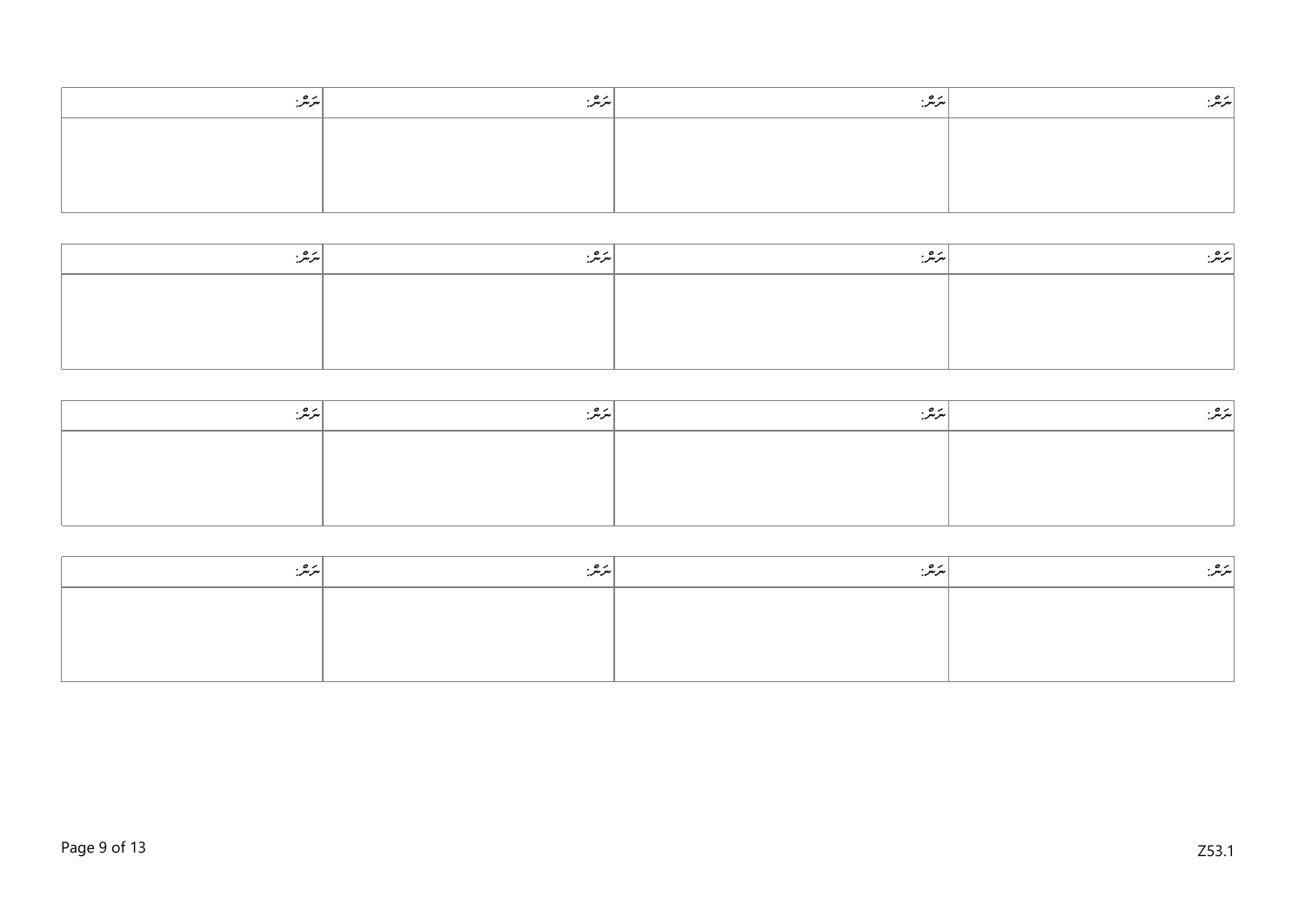| ىَرَىْ: | ىَرَىْ: | ىَرَىْ: | ىَرَىْ: |
| --- | --- | --- | --- |
| | | | |

| ىَرَىْ: | ىَرَىْ: | ىَرَىْ: | ىَرَىْ: |
| --- | --- | --- | --- |
| | | | |

| ىَرَىْ: | ىَرَىْ: | ىَرَىْ: | ىَرَىْ: |
| --- | --- | --- | --- |
| | | | |

| ىَرَىْ: | ىَرَىْ: | ىَرَىْ: | ىَرَىْ: |
| --- | --- | --- | --- |
| | | | |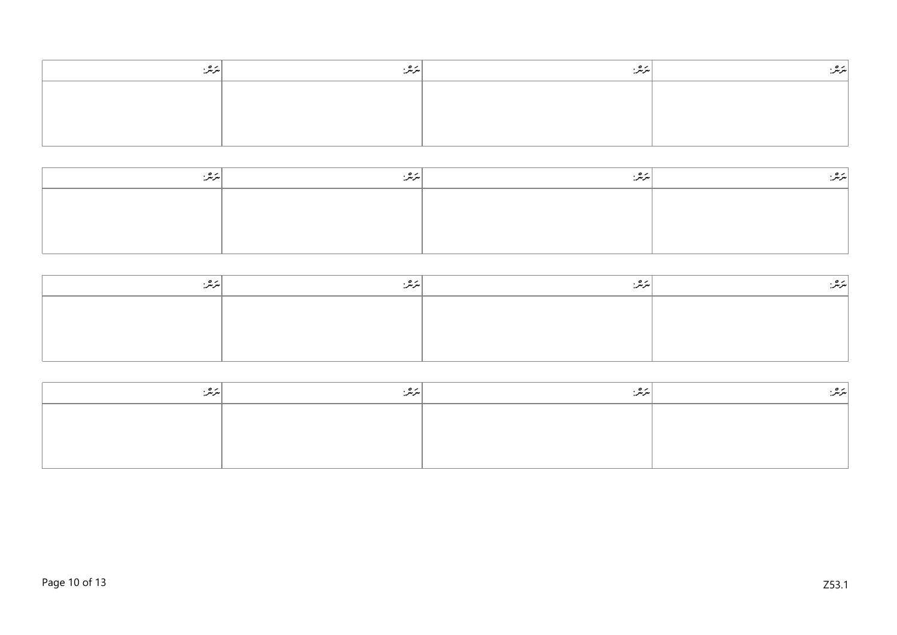| ނަރަ: | ނަރަ: | ނަރަ: | ނަރަ: |
| --- | --- | --- | --- |
| | | | |

| ނަރަ: | ނަރަ: | ނަރަ: | ނަރަ: |
| --- | --- | --- | --- |
| | | | |

| ނަރަ: | ނަރަ: | ނަރަ: | ނަރަ: |
| --- | --- | --- | --- |
| | | | |

| ނަރަ: | ނަރަ: | ނަރަ: | ނަރަ: |
| --- | --- | --- | --- |
| | | | |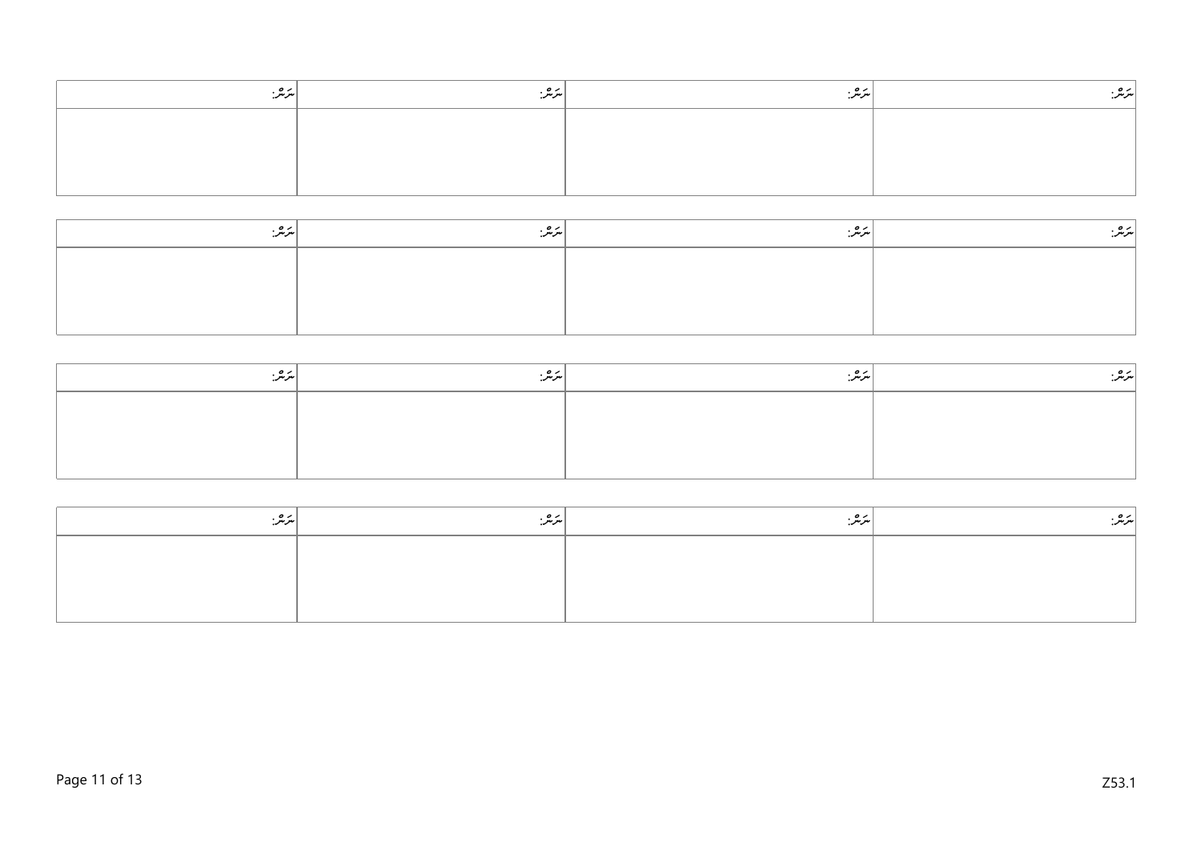| ނަަރުނ: | ނަަރުނ: | ނަަރުނ: | ނަަރުނ: |
| --- | --- | --- | --- |
| | | | |

| ނަަރުނ: | ނަަރުނ: | ނަަރުނ: | ނަަރުނ: |
| --- | --- | --- | --- |
| | | | |

| ނަަރުނ: | ނަަރުނ: | ނަަރުނ: | ނަަރުނ: |
| --- | --- | --- | --- |
| | | | |

| ނަަރުނ: | ނަަރުނ: | ނަަރުނ: | ނަަރުނ: |
| --- | --- | --- | --- |
| | | | |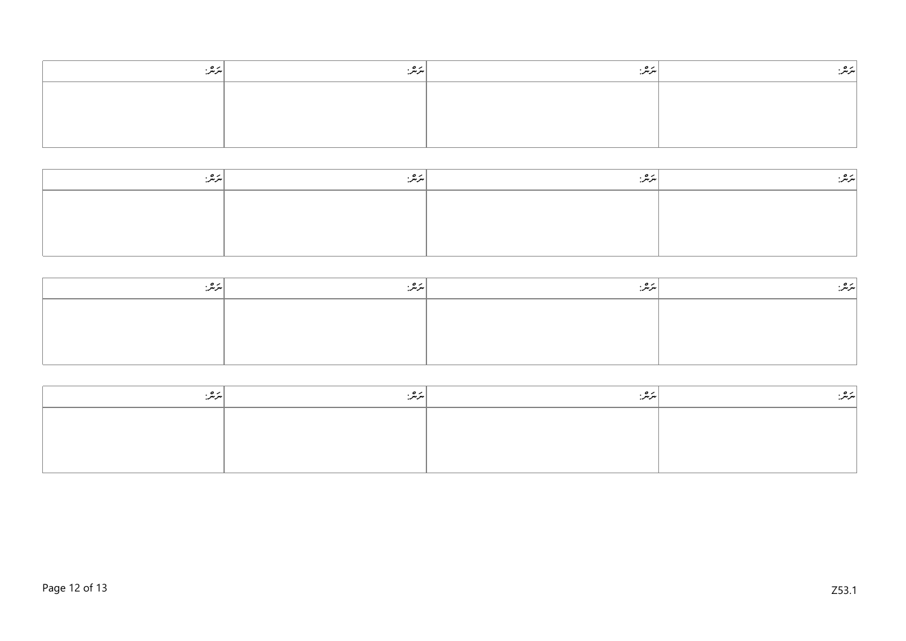| ނަރުދ: | ނަރުދ: | ނަރުދ: | ނަރުދ: |
| --- | --- | --- | --- |
| | | | |

| ނަރުދ: | ނަރުދ: | ނަރުދ: | ނަރުދ: |
| --- | --- | --- | --- |
| | | | |

| ނަރުދ: | ނަރުދ: | ނަރުދ: | ނަރުދ: |
| --- | --- | --- | --- |
| | | | |

| ނަރުދ: | ނަރުދ: | ނަރުދ: | ނަރުދ: |
| --- | --- | --- | --- |
| | | | |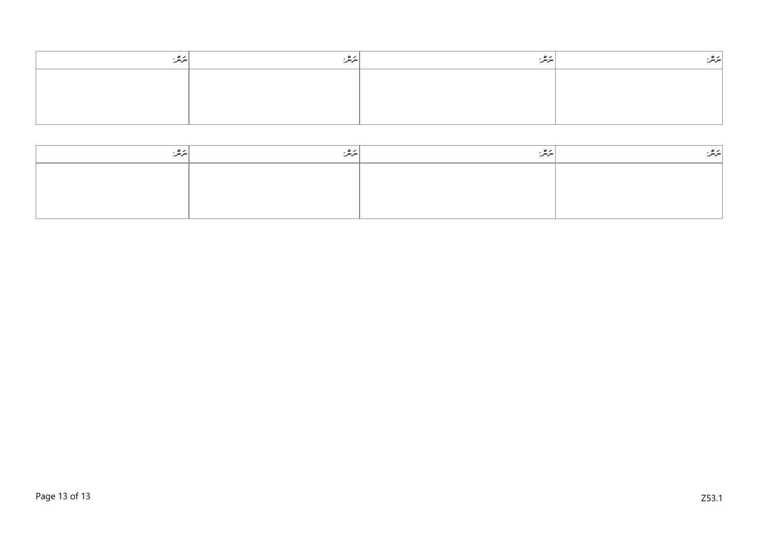| ىَرَىٰر: | ىَرَىٰر: | ىَرَىٰر: | ىَرَىٰر: |
| --- | --- | --- | --- |
| | | | |

| ىَرَىٰر: | ىَرَىٰر: | ىَرَىٰر: | ىَرَىٰر: |
| --- | --- | --- | --- |
| | | | |